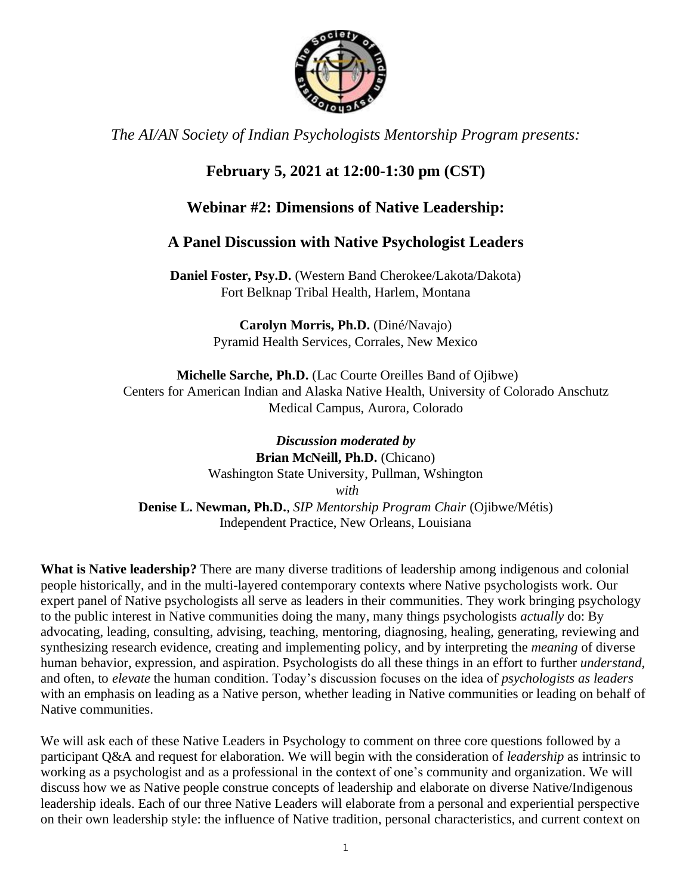*The AI/AN Society of Indian Psychologists Mentorship Program presents:*

## February 5, 2021 at 12:00-1:30 pm (CST)

## Webinar #2: Dimensions of Native Leadership:

## A Panel Discussion with Native Psychologist Leaders

**Daniel Foster, Psy.D.** (Western Band Cherokee/Lakota/Dakota)
Fort Belknap Tribal Health, Harlem, Montana

**Carolyn Morris, Ph.D.** (Diné/Navajo)
Pyramid Health Services, Corrales, New Mexico

**Michelle Sarche, Ph.D.** (Lac Courte Oreilles Band of Ojibwe)
Centers for American Indian and Alaska Native Health, University of Colorado Anschutz Medical Campus, Aurora, Colorado

***Discussion moderated by***
**Brian McNeill, Ph.D.** (Chicano)
Washington State University, Pullman, Wshington
*with*
**Denise L. Newman, Ph.D.**, *SIP Mentorship Program Chair* (Ojibwe/Métis)
Independent Practice, New Orleans, Louisiana

**What is Native leadership?** There are many diverse traditions of leadership among indigenous and colonial people historically, and in the multi-layered contemporary contexts where Native psychologists work. Our expert panel of Native psychologists all serve as leaders in their communities. They work bringing psychology to the public interest in Native communities doing the many, many things psychologists *actually* do: By advocating, leading, consulting, advising, teaching, mentoring, diagnosing, healing, generating, reviewing and synthesizing research evidence, creating and implementing policy, and by interpreting the *meaning* of diverse human behavior, expression, and aspiration. Psychologists do all these things in an effort to further *understand*, and often, to *elevate* the human condition. Today's discussion focuses on the idea of *psychologists as leaders* with an emphasis on leading as a Native person, whether leading in Native communities or leading on behalf of Native communities.

We will ask each of these Native Leaders in Psychology to comment on three core questions followed by a participant Q&A and request for elaboration. We will begin with the consideration of *leadership* as intrinsic to working as a psychologist and as a professional in the context of one's community and organization. We will discuss how we as Native people construe concepts of leadership and elaborate on diverse Native/Indigenous leadership ideals. Each of our three Native Leaders will elaborate from a personal and experiential perspective on their own leadership style: the influence of Native tradition, personal characteristics, and current context on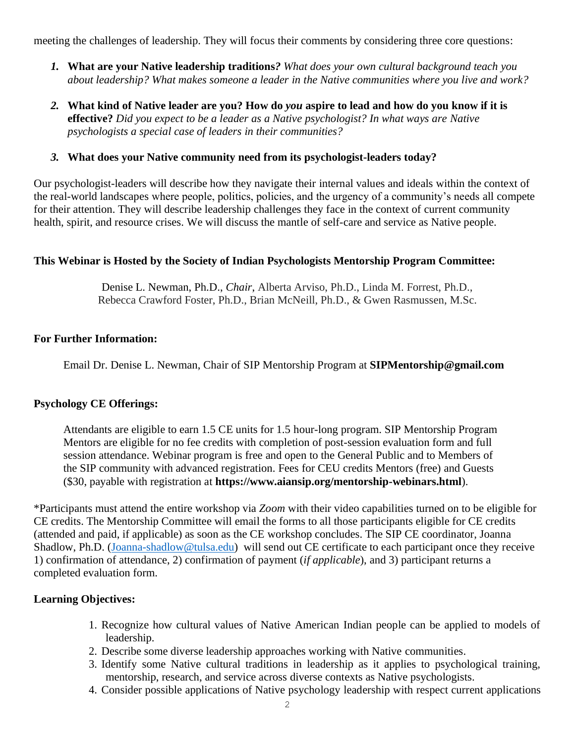meeting the challenges of leadership. They will focus their comments by considering three core questions:

1. **What are your Native leadership traditions?** *What does your own cultural background teach you about leadership? What makes someone a leader in the Native communities where you live and work?*

2. **What kind of Native leader are you? How do *you* aspire to lead and how do you know if it is effective?** *Did you expect to be a leader as a Native psychologist? In what ways are Native psychologists a special case of leaders in their communities?*

3. **What does your Native community need from its psychologist-leaders today?**

Our psychologist-leaders will describe how they navigate their internal values and ideals within the context of the real-world landscapes where people, politics, policies, and the urgency of a community's needs all compete for their attention. They will describe leadership challenges they face in the context of current community health, spirit, and resource crises. We will discuss the mantle of self-care and service as Native people.

**This Webinar is Hosted by the Society of Indian Psychologists Mentorship Program Committee:**

Denise L. Newman, Ph.D., *Chair*, Alberta Arviso, Ph.D., Linda M. Forrest, Ph.D., Rebecca Crawford Foster, Ph.D., Brian McNeill, Ph.D., & Gwen Rasmussen, M.Sc.

**For Further Information:**

Email Dr. Denise L. Newman, Chair of SIP Mentorship Program at **SIPMentorship@gmail.com**

**Psychology CE Offerings:**

Attendants are eligible to earn 1.5 CE units for 1.5 hour-long program. SIP Mentorship Program Mentors are eligible for no fee credits with completion of post-session evaluation form and full session attendance. Webinar program is free and open to the General Public and to Members of the SIP community with advanced registration. Fees for CEU credits Mentors (free) and Guests ($30, payable with registration at **https://www.aiansip.org/mentorship-webinars.html**).

*Participants must attend the entire workshop via *Zoom* with their video capabilities turned on to be eligible for CE credits. The Mentorship Committee will email the forms to all those participants eligible for CE credits (attended and paid, if applicable) as soon as the CE workshop concludes. The SIP CE coordinator, Joanna Shadlow, Ph.D. (Joanna-shadlow@tulsa.edu) will send out CE certificate to each participant once they receive 1) confirmation of attendance, 2) confirmation of payment (*if applicable*), and 3) participant returns a completed evaluation form.

**Learning Objectives:**

1. Recognize how cultural values of Native American Indian people can be applied to models of leadership.
2. Describe some diverse leadership approaches working with Native communities.
3. Identify some Native cultural traditions in leadership as it applies to psychological training, mentorship, research, and service across diverse contexts as Native psychologists.
4. Consider possible applications of Native psychology leadership with respect current applications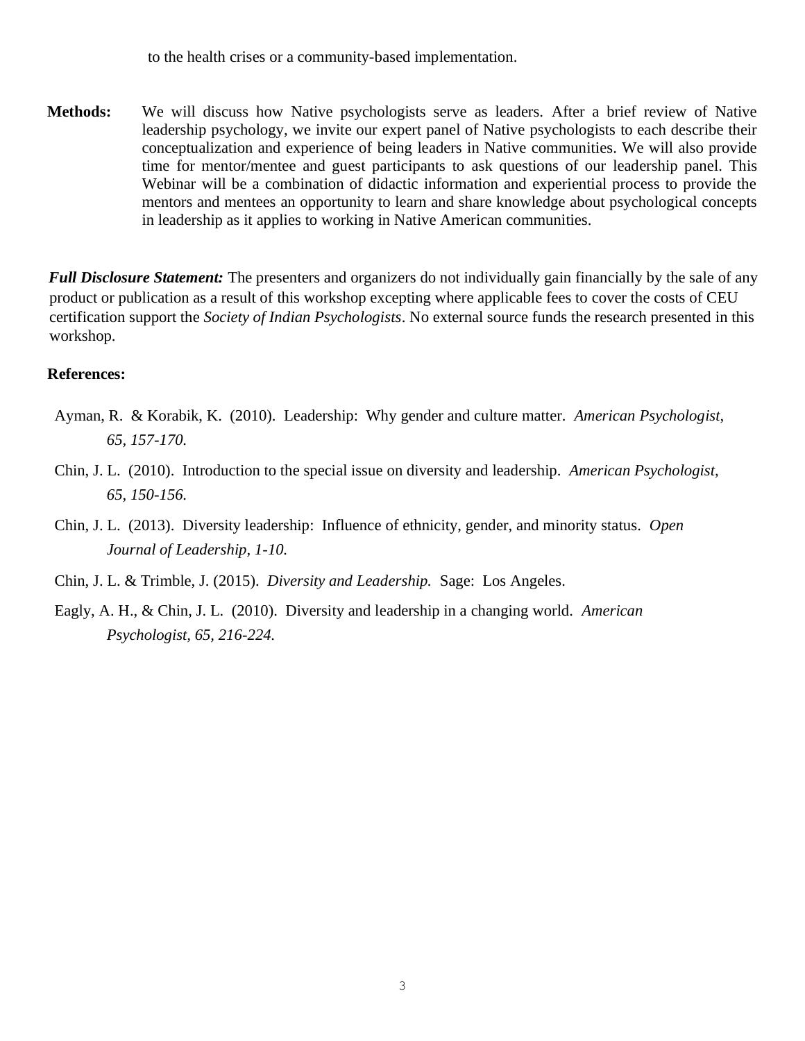to the health crises or a community-based implementation.

**Methods:** We will discuss how Native psychologists serve as leaders. After a brief review of Native leadership psychology, we invite our expert panel of Native psychologists to each describe their conceptualization and experience of being leaders in Native communities. We will also provide time for mentor/mentee and guest participants to ask questions of our leadership panel. This Webinar will be a combination of didactic information and experiential process to provide the mentors and mentees an opportunity to learn and share knowledge about psychological concepts in leadership as it applies to working in Native American communities.

***Full Disclosure Statement:*** The presenters and organizers do not individually gain financially by the sale of any product or publication as a result of this workshop excepting where applicable fees to cover the costs of CEU certification support the *Society of Indian Psychologists*. No external source funds the research presented in this workshop.

**References:**

Ayman, R. & Korabik, K. (2010). Leadership: Why gender and culture matter. *American Psychologist, 65, 157-170.*

Chin, J. L. (2010). Introduction to the special issue on diversity and leadership. *American Psychologist, 65, 150-156.*

Chin, J. L. (2013). Diversity leadership: Influence of ethnicity, gender, and minority status. *Open Journal of Leadership, 1-10.*

Chin, J. L. & Trimble, J. (2015). *Diversity and Leadership.* Sage: Los Angeles.

Eagly, A. H., & Chin, J. L. (2010). Diversity and leadership in a changing world. *American Psychologist, 65, 216-224.*